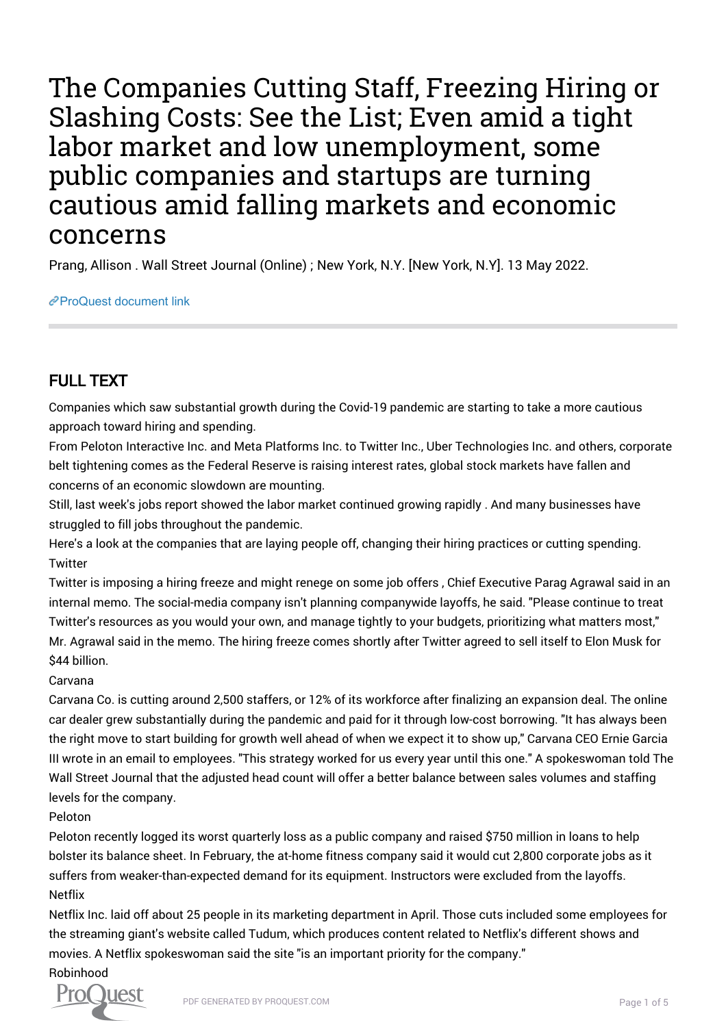# The Companies Cutting Staff, Freezing Hiring or Slashing Costs: See the List; Even amid a tight labor market and low unemployment, some public companies and startups are turning cautious amid falling markets and economic concerns

Prang, Allison . Wall Street Journal (Online) ; New York, N.Y. [New York, N.Y]. 13 May 2022.

ProQuest document link

## FULL TEXT

Companies which saw substantial growth during the Covid-19 pandemic are starting to take a more cautious approach toward hiring and spending.

From Peloton Interactive Inc. and Meta Platforms Inc. to Twitter Inc., Uber Technologies Inc. and others, corporate belt tightening comes as the Federal Reserve is raising interest rates, global stock markets have fallen and concerns of an economic slowdown are mounting.

Still, last week's jobs report showed the labor market continued growing rapidly . And many businesses have struggled to fill jobs throughout the pandemic.

Here's a look at the companies that are laying people off, changing their hiring practices or cutting spending.

### Twitter

Twitter is imposing a hiring freeze and might renege on some job offers , Chief Executive Parag Agrawal said in an internal memo. The social-media company isn't planning companywide layoffs, he said. "Please continue to treat Twitter's resources as you would your own, and manage tightly to your budgets, prioritizing what matters most," Mr. Agrawal said in the memo. The hiring freeze comes shortly after Twitter agreed to sell itself to Elon Musk for $44 billion.

### Carvana

Carvana Co. is cutting around 2,500 staffers, or 12% of its workforce after finalizing an expansion deal. The online car dealer grew substantially during the pandemic and paid for it through low-cost borrowing. "It has always been the right move to start building for growth well ahead of when we expect it to show up," Carvana CEO Ernie Garcia III wrote in an email to employees. "This strategy worked for us every year until this one." A spokeswoman told The Wall Street Journal that the adjusted head count will offer a better balance between sales volumes and staffing levels for the company.

### Peloton

Peloton recently logged its worst quarterly loss as a public company and raised $750 million in loans to help bolster its balance sheet. In February, the at-home fitness company said it would cut 2,800 corporate jobs as it suffers from weaker-than-expected demand for its equipment. Instructors were excluded from the layoffs.

### Netflix

Netflix Inc. laid off about 25 people in its marketing department in April. Those cuts included some employees for the streaming giant's website called Tudum, which produces content related to Netflix's different shows and movies. A Netflix spokeswoman said the site "is an important priority for the company."

### Robinhood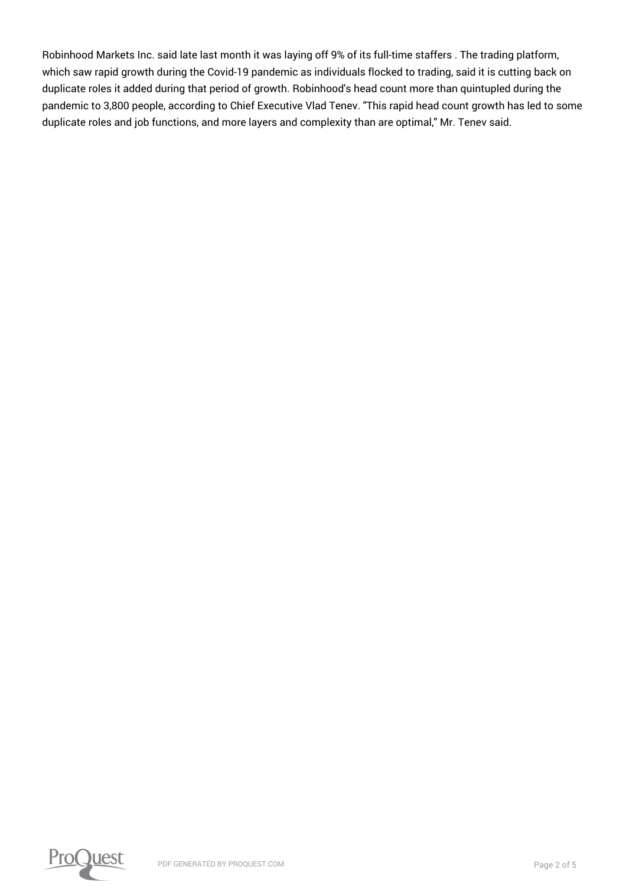Robinhood Markets Inc. said late last month it was laying off 9% of its full-time staffers . The trading platform, which saw rapid growth during the Covid-19 pandemic as individuals flocked to trading, said it is cutting back on duplicate roles it added during that period of growth. Robinhood's head count more than quintupled during the pandemic to 3,800 people, according to Chief Executive Vlad Tenev. "This rapid head count growth has led to some duplicate roles and job functions, and more layers and complexity than are optimal," Mr. Tenev said.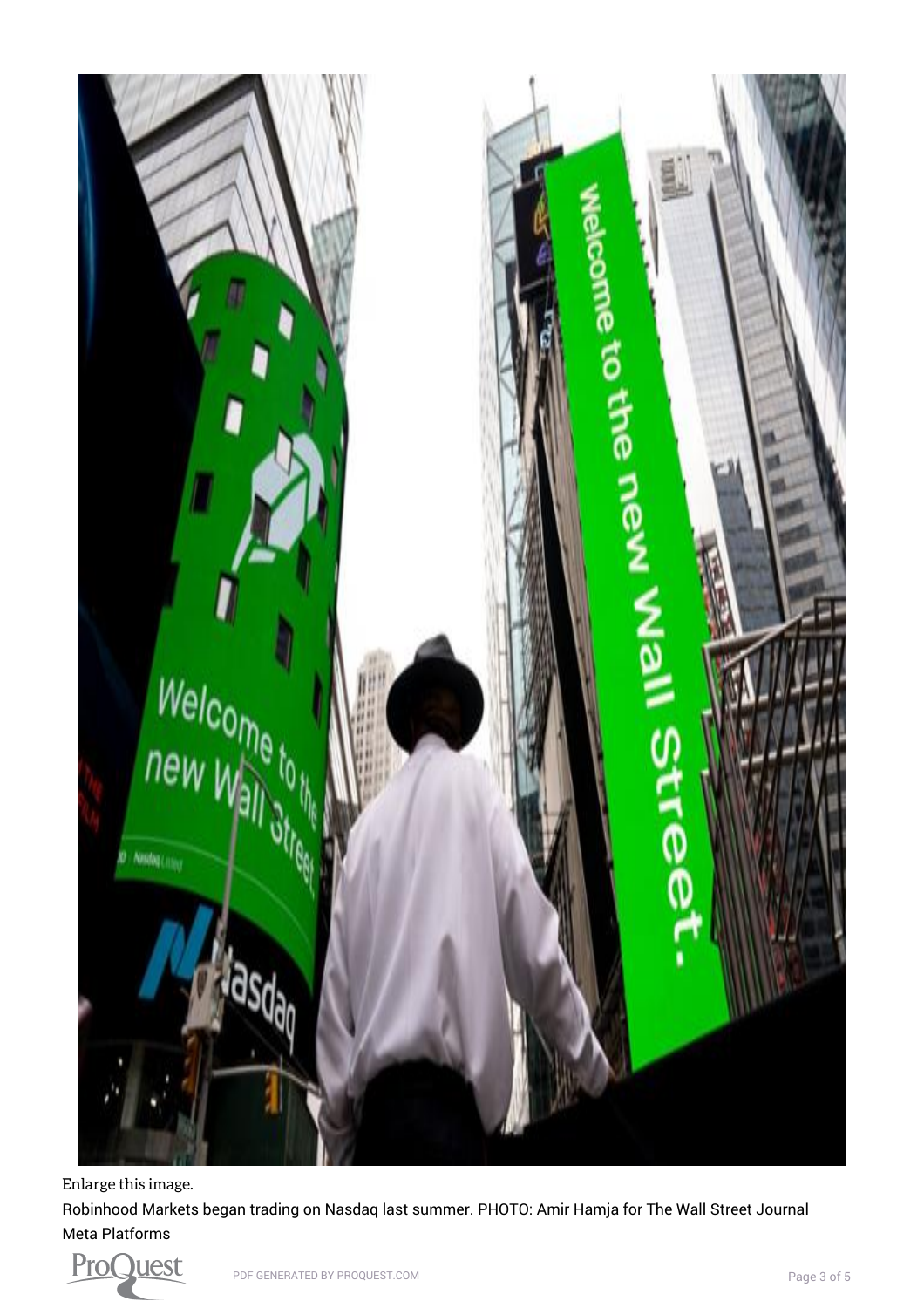Enlarge this image.

Robinhood Markets began trading on Nasdaq last summer. PHOTO: Amir Hamja for The Wall Street Journal

Meta Platforms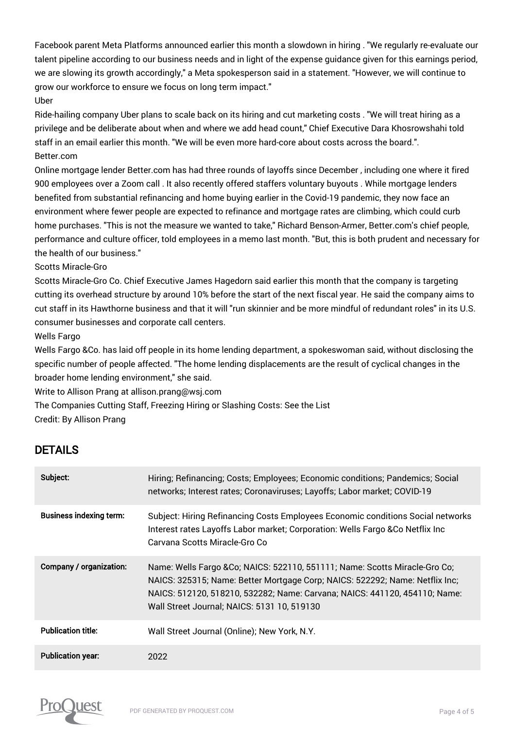Facebook parent Meta Platforms announced earlier this month a slowdown in hiring . "We regularly re-evaluate our talent pipeline according to our business needs and in light of the expense guidance given for this earnings period, we are slowing its growth accordingly," a Meta spokesperson said in a statement. "However, we will continue to grow our workforce to ensure we focus on long term impact."

Uber

Ride-hailing company Uber plans to scale back on its hiring and cut marketing costs . "We will treat hiring as a privilege and be deliberate about when and where we add head count," Chief Executive Dara Khosrowshahi told staff in an email earlier this month. "We will be even more hard-core about costs across the board.".

Better.com

Online mortgage lender Better.com has had three rounds of layoffs since December , including one where it fired 900 employees over a Zoom call . It also recently offered staffers voluntary buyouts . While mortgage lenders benefited from substantial refinancing and home buying earlier in the Covid-19 pandemic, they now face an environment where fewer people are expected to refinance and mortgage rates are climbing, which could curb home purchases. "This is not the measure we wanted to take," Richard Benson-Armer, Better.com's chief people, performance and culture officer, told employees in a memo last month. "But, this is both prudent and necessary for the health of our business."

Scotts Miracle-Gro

Scotts Miracle-Gro Co. Chief Executive James Hagedorn said earlier this month that the company is targeting cutting its overhead structure by around 10% before the start of the next fiscal year. He said the company aims to cut staff in its Hawthorne business and that it will "run skinnier and be more mindful of redundant roles" in its U.S. consumer businesses and corporate call centers.

Wells Fargo

Wells Fargo &Co. has laid off people in its home lending department, a spokeswoman said, without disclosing the specific number of people affected. "The home lending displacements are the result of cyclical changes in the broader home lending environment," she said.

Write to Allison Prang at allison.prang@wsj.com

The Companies Cutting Staff, Freezing Hiring or Slashing Costs: See the List

Credit: By Allison Prang

## DETAILS

| | |
|---|---|
| **Subject:** | Hiring; Refinancing; Costs; Employees; Economic conditions; Pandemics; Social networks; Interest rates; Coronaviruses; Layoffs; Labor market; COVID-19 |
| **Business indexing term:** | Subject: Hiring Refinancing Costs Employees Economic conditions Social networks Interest rates Layoffs Labor market; Corporation: Wells Fargo &Co Netflix Inc Carvana Scotts Miracle-Gro Co |
| **Company / organization:** | Name: Wells Fargo &Co; NAICS: 522110, 551111; Name: Scotts Miracle-Gro Co; NAICS: 325315; Name: Better Mortgage Corp; NAICS: 522292; Name: Netflix Inc; NAICS: 512120, 518210, 532282; Name: Carvana; NAICS: 441120, 454110; Name: Wall Street Journal; NAICS: 5131 10, 519130 |
| **Publication title:** | Wall Street Journal (Online); New York, N.Y. |
| **Publication year:** | 2022 |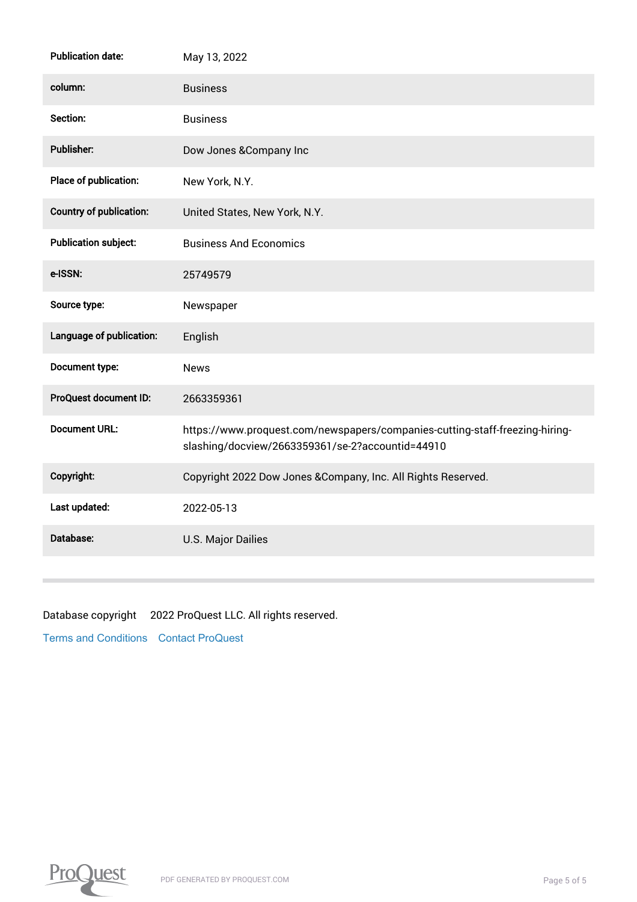| | |
|---|---|
| **Publication date:** | May 13, 2022 |
| **column:** | Business |
| **Section:** | Business |
| **Publisher:** | Dow Jones &Company Inc |
| **Place of publication:** | New York, N.Y. |
| **Country of publication:** | United States, New York, N.Y. |
| **Publication subject:** | Business And Economics |
| **e-ISSN:** | 25749579 |
| **Source type:** | Newspaper |
| **Language of publication:** | English |
| **Document type:** | News |
| **ProQuest document ID:** | 2663359361 |
| **Document URL:** | https://www.proquest.com/newspapers/companies-cutting-staff-freezing-hiring-slashing/docview/2663359361/se-2?accountid=44910 |
| **Copyright:** | Copyright 2022 Dow Jones &Company, Inc. All Rights Reserved. |
| **Last updated:** | 2022-05-13 |
| **Database:** | U.S. Major Dailies |

Database copyright 2022 ProQuest LLC. All rights reserved.

Terms and Conditions Contact ProQuest